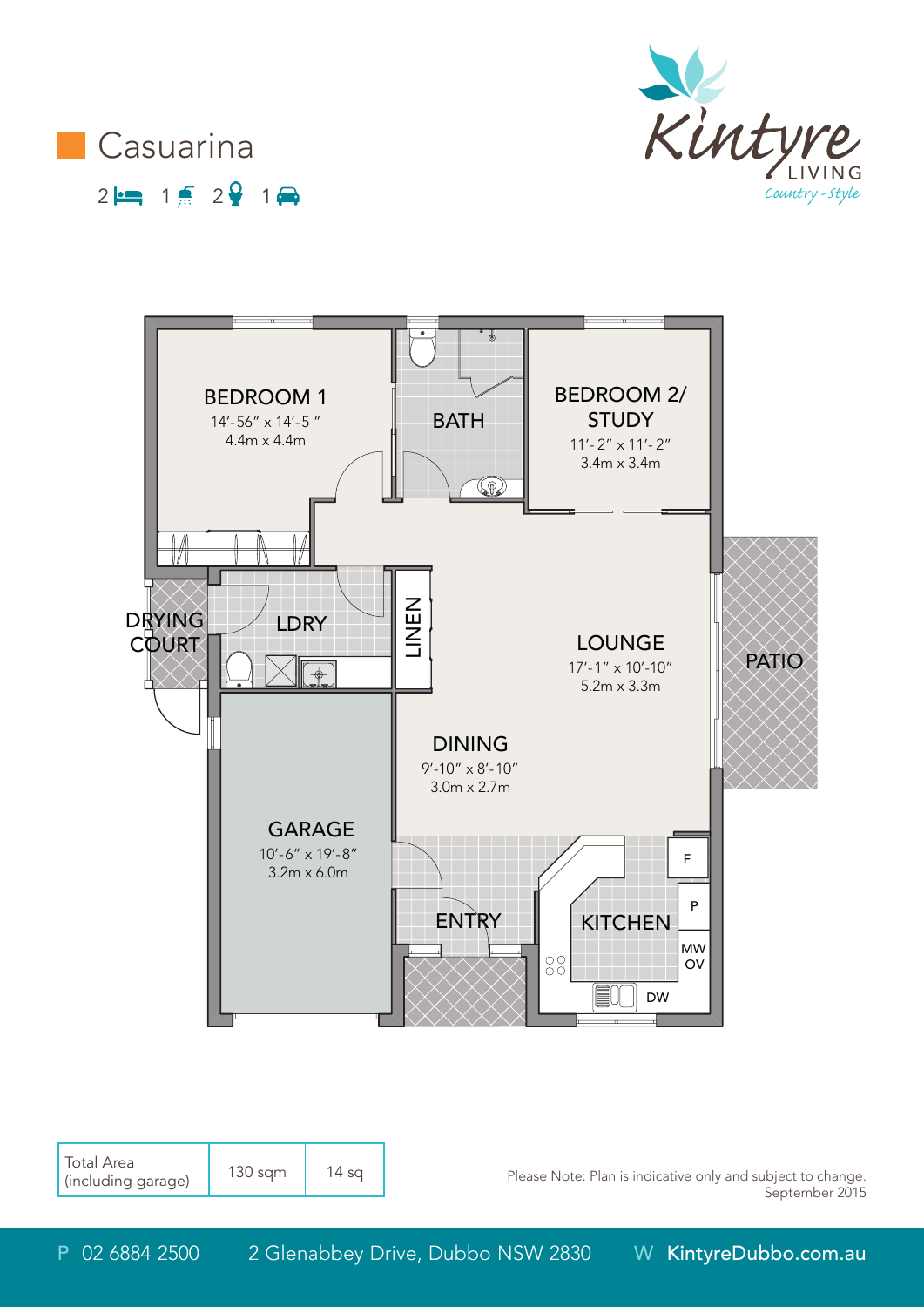# Casuarina

2 [bed] 1 [shower] 2 [toilet] 1 [car]

Kintyre LIVING *Country - Style*

BEDROOM 1
14'-56" x 14'-5 "
4.4m x 4.4m

BATH

BEDROOM 2/ STUDY
11'- 2" x 11'- 2"
3.4m x 3.4m

DRYING COURT

LDRY

LINEN

LOUNGE
17'-1" x 10'-10"
5.2m x 3.3m

PATIO

DINING
9'-10" x 8'-10"
3.0m x 2.7m

GARAGE
10'-6" x 19'-8"
3.2m x 6.0m

ENTRY

KITCHEN

F

P

MW
OV

DW

| Total Area (including garage) | 130 sqm | 14 sq |
|---|---|---|

Please Note: Plan is indicative only and subject to change.
September 2015

P 02 6884 2500 2 Glenabbey Drive, Dubbo NSW 2830 W KintyreDubbo.com.au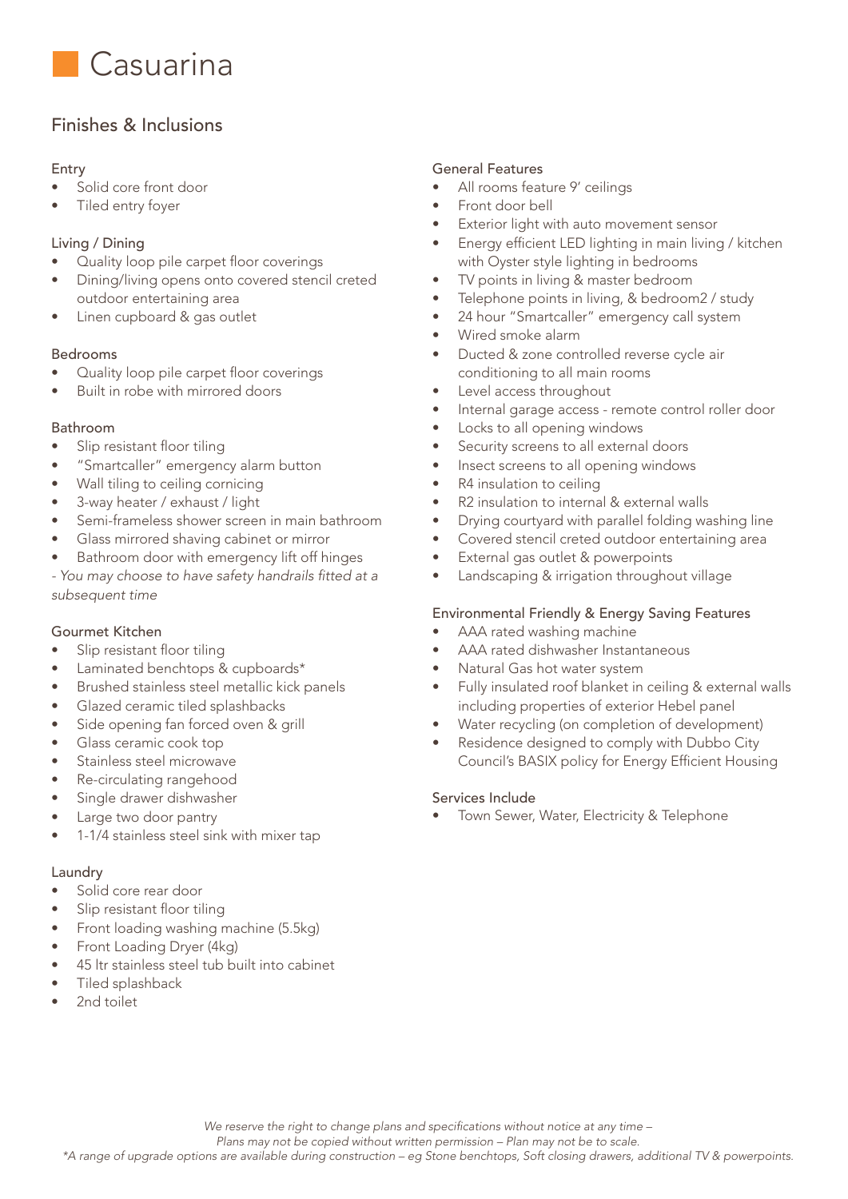# Casuarina

## Finishes & Inclusions

### Entry

- Solid core front door
- Tiled entry foyer

### Living / Dining

- Quality loop pile carpet floor coverings
- Dining/living opens onto covered stencil creted outdoor entertaining area
- Linen cupboard & gas outlet

### Bedrooms

- Quality loop pile carpet floor coverings
- Built in robe with mirrored doors

### Bathroom

- Slip resistant floor tiling
- "Smartcaller" emergency alarm button
- Wall tiling to ceiling cornicing
- 3-way heater / exhaust / light
- Semi-frameless shower screen in main bathroom
- Glass mirrored shaving cabinet or mirror
- Bathroom door with emergency lift off hinges

*- You may choose to have safety handrails fitted at a subsequent time*

### Gourmet Kitchen

- Slip resistant floor tiling
- Laminated benchtops & cupboards*
- Brushed stainless steel metallic kick panels
- Glazed ceramic tiled splashbacks
- Side opening fan forced oven & grill
- Glass ceramic cook top
- Stainless steel microwave
- Re-circulating rangehood
- Single drawer dishwasher
- Large two door pantry
- 1-1/4 stainless steel sink with mixer tap

### Laundry

- Solid core rear door
- Slip resistant floor tiling
- Front loading washing machine (5.5kg)
- Front Loading Dryer (4kg)
- 45 ltr stainless steel tub built into cabinet
- Tiled splashback
- 2nd toilet

### General Features

- All rooms feature 9' ceilings
- Front door bell
- Exterior light with auto movement sensor
- Energy efficient LED lighting in main living / kitchen with Oyster style lighting in bedrooms
- TV points in living & master bedroom
- Telephone points in living, & bedroom2 / study
- 24 hour "Smartcaller" emergency call system
- Wired smoke alarm
- Ducted & zone controlled reverse cycle air conditioning to all main rooms
- Level access throughout
- Internal garage access - remote control roller door
- Locks to all opening windows
- Security screens to all external doors
- Insect screens to all opening windows
- R4 insulation to ceiling
- R2 insulation to internal & external walls
- Drying courtyard with parallel folding washing line
- Covered stencil creted outdoor entertaining area
- External gas outlet & powerpoints
- Landscaping & irrigation throughout village

### Environmental Friendly & Energy Saving Features

- AAA rated washing machine
- AAA rated dishwasher Instantaneous
- Natural Gas hot water system
- Fully insulated roof blanket in ceiling & external walls including properties of exterior Hebel panel
- Water recycling (on completion of development)
- Residence designed to comply with Dubbo City Council's BASIX policy for Energy Efficient Housing

### Services Include

- Town Sewer, Water, Electricity & Telephone

*We reserve the right to change plans and specifications without notice at any time –*
*Plans may not be copied without written permission – Plan may not be to scale.*
*\*A range of upgrade options are available during construction – eg Stone benchtops, Soft closing drawers, additional TV & powerpoints.*